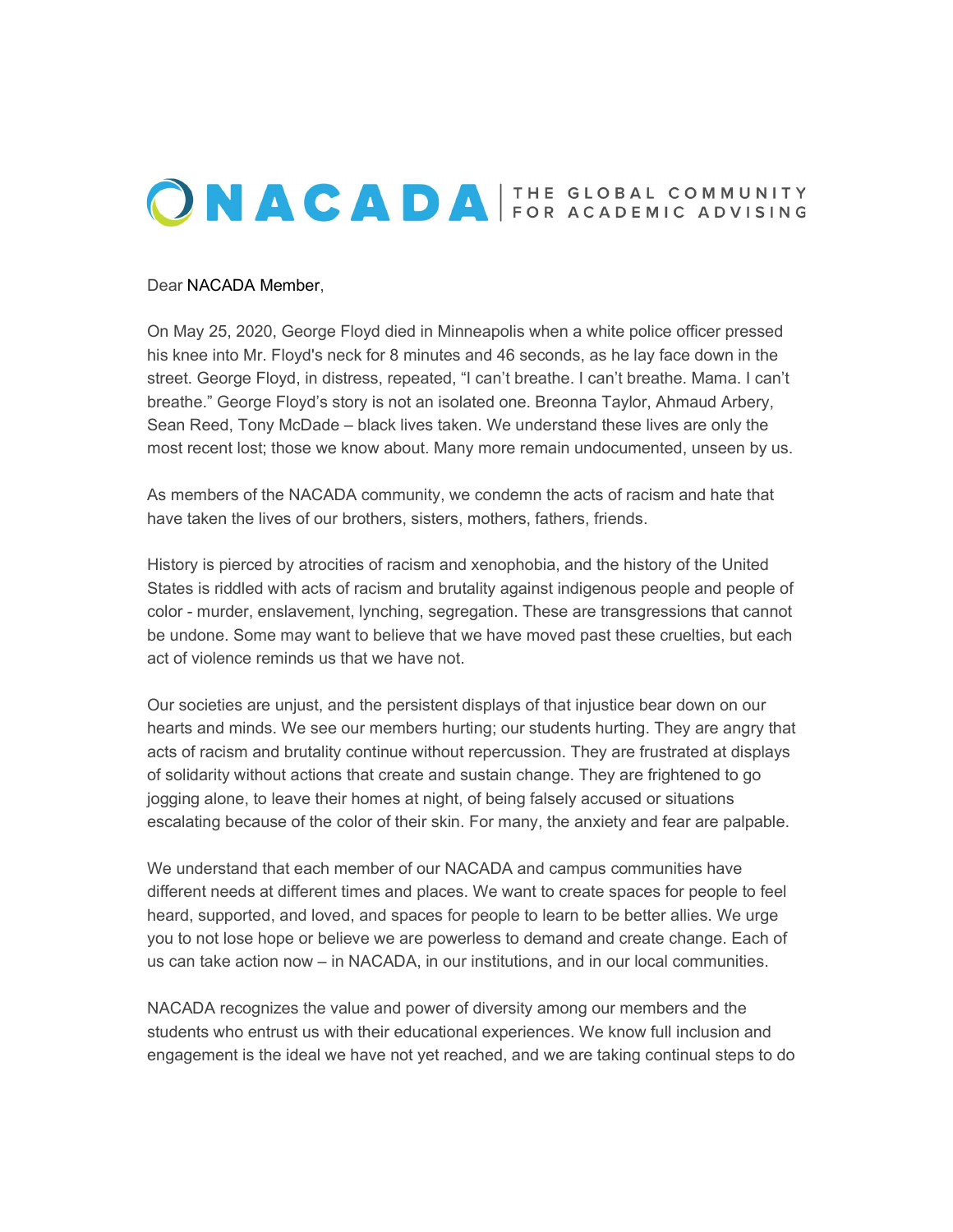NACADA | THE GLOBAL COMMUNITY FOR ACADEMIC ADVISING

Dear NACADA Member,

On May 25, 2020, George Floyd died in Minneapolis when a white police officer pressed his knee into Mr. Floyd's neck for 8 minutes and 46 seconds, as he lay face down in the street. George Floyd, in distress, repeated, "I can't breathe. I can't breathe. Mama. I can't breathe." George Floyd's story is not an isolated one. Breonna Taylor, Ahmaud Arbery, Sean Reed, Tony McDade – black lives taken. We understand these lives are only the most recent lost; those we know about. Many more remain undocumented, unseen by us.

As members of the NACADA community, we condemn the acts of racism and hate that have taken the lives of our brothers, sisters, mothers, fathers, friends.

History is pierced by atrocities of racism and xenophobia, and the history of the United States is riddled with acts of racism and brutality against indigenous people and people of color - murder, enslavement, lynching, segregation. These are transgressions that cannot be undone. Some may want to believe that we have moved past these cruelties, but each act of violence reminds us that we have not.

Our societies are unjust, and the persistent displays of that injustice bear down on our hearts and minds. We see our members hurting; our students hurting. They are angry that acts of racism and brutality continue without repercussion. They are frustrated at displays of solidarity without actions that create and sustain change. They are frightened to go jogging alone, to leave their homes at night, of being falsely accused or situations escalating because of the color of their skin. For many, the anxiety and fear are palpable.

We understand that each member of our NACADA and campus communities have different needs at different times and places. We want to create spaces for people to feel heard, supported, and loved, and spaces for people to learn to be better allies. We urge you to not lose hope or believe we are powerless to demand and create change. Each of us can take action now – in NACADA, in our institutions, and in our local communities.

NACADA recognizes the value and power of diversity among our members and the students who entrust us with their educational experiences. We know full inclusion and engagement is the ideal we have not yet reached, and we are taking continual steps to do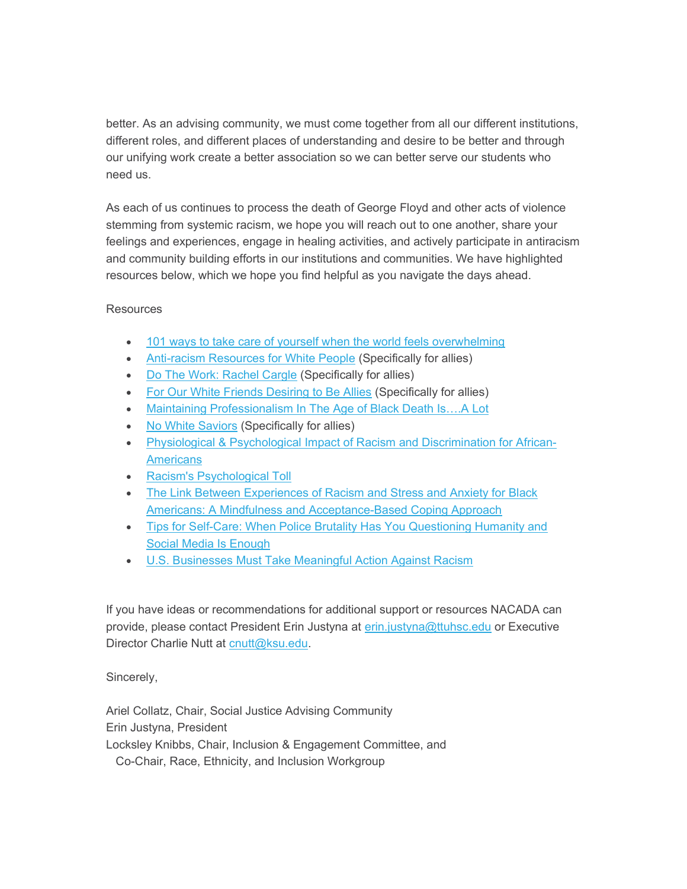better. As an advising community, we must come together from all our different institutions, different roles, and different places of understanding and desire to be better and through our unifying work create a better association so we can better serve our students who need us.

As each of us continues to process the death of George Floyd and other acts of violence stemming from systemic racism, we hope you will reach out to one another, share your feelings and experiences, engage in healing activities, and actively participate in antiracism and community building efforts in our institutions and communities. We have highlighted resources below, which we hope you find helpful as you navigate the days ahead.

Resources

- 101 ways to take care of yourself when the world feels overwhelming
- Anti-racism Resources for White People (Specifically for allies)
- Do The Work: Rachel Cargle (Specifically for allies)
- For Our White Friends Desiring to Be Allies (Specifically for allies)
- Maintaining Professionalism In The Age of Black Death Is….A Lot
- No White Saviors (Specifically for allies)
- Physiological & Psychological Impact of Racism and Discrimination for African-Americans
- Racism's Psychological Toll
- The Link Between Experiences of Racism and Stress and Anxiety for Black Americans: A Mindfulness and Acceptance-Based Coping Approach
- Tips for Self-Care: When Police Brutality Has You Questioning Humanity and Social Media Is Enough
- U.S. Businesses Must Take Meaningful Action Against Racism

If you have ideas or recommendations for additional support or resources NACADA can provide, please contact President Erin Justyna at erin.justyna@ttuhsc.edu or Executive Director Charlie Nutt at cnutt@ksu.edu.

Sincerely,

Ariel Collatz, Chair, Social Justice Advising Community
Erin Justyna, President
Locksley Knibbs, Chair, Inclusion & Engagement Committee, and
Co-Chair, Race, Ethnicity, and Inclusion Workgroup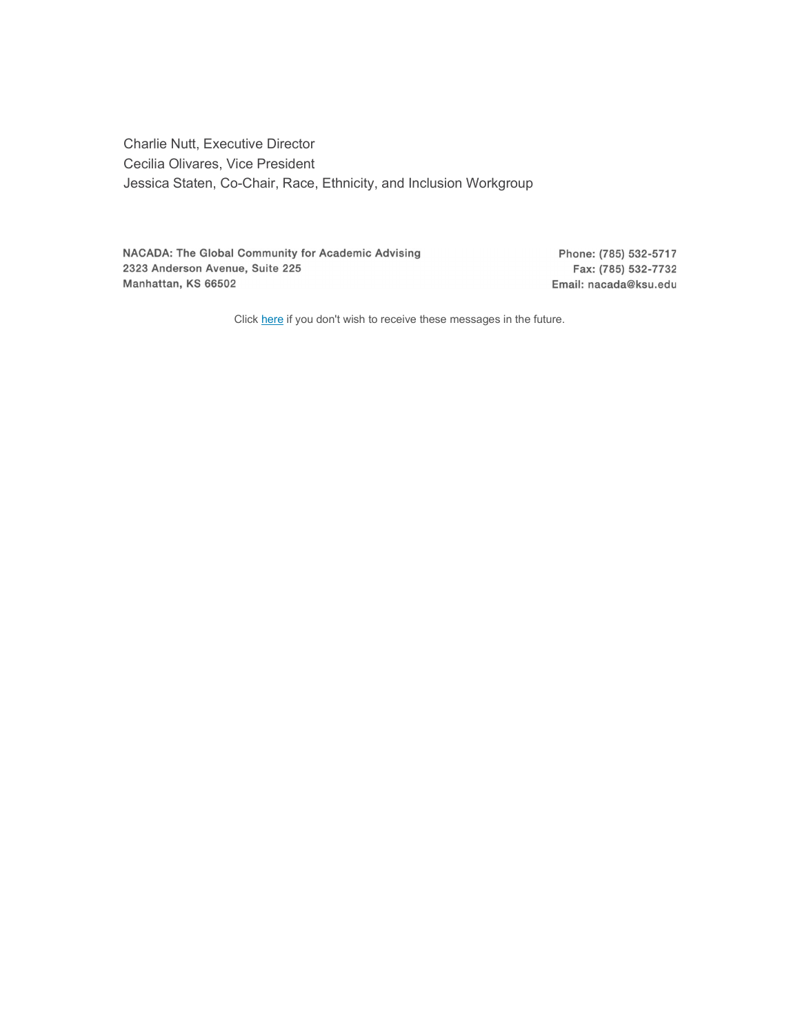Charlie Nutt, Executive Director
Cecilia Olivares, Vice President
Jessica Staten, Co-Chair, Race, Ethnicity, and Inclusion Workgroup

**NACADA: The Global Community for Academic Advising**
**2323 Anderson Avenue, Suite 225**
**Manhattan, KS 66502**

**Phone: (785) 532-5717**
**Fax: (785) 532-7732**
**Email: nacada@ksu.edu**

Click here if you don't wish to receive these messages in the future.